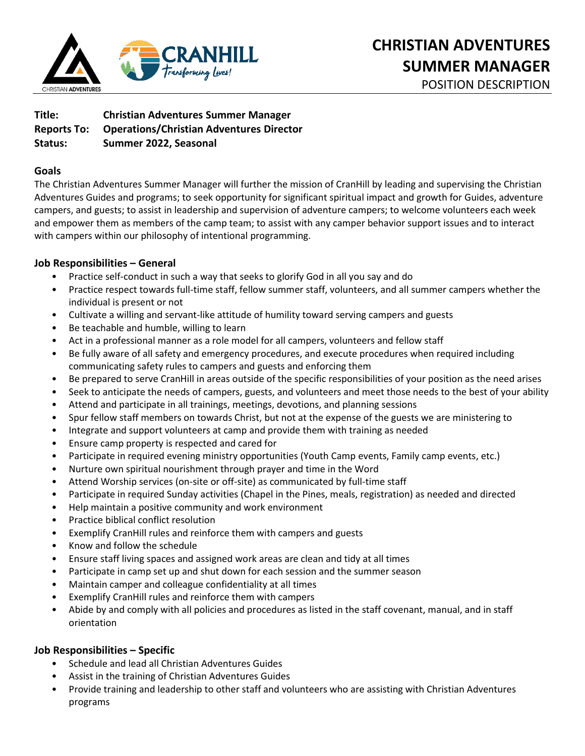# CHRISTIAN ADVENTURES SUMMER MANAGER

POSITION DESCRIPTION

**Title:** **Christian Adventures Summer Manager**
**Reports To:** **Operations/Christian Adventures Director**
**Status:** **Summer 2022, Seasonal**

## Goals

The Christian Adventures Summer Manager will further the mission of CranHill by leading and supervising the Christian Adventures Guides and programs; to seek opportunity for significant spiritual impact and growth for Guides, adventure campers, and guests; to assist in leadership and supervision of adventure campers; to welcome volunteers each week and empower them as members of the camp team; to assist with any camper behavior support issues and to interact with campers within our philosophy of intentional programming.

## Job Responsibilities – General

- Practice self-conduct in such a way that seeks to glorify God in all you say and do
- Practice respect towards full-time staff, fellow summer staff, volunteers, and all summer campers whether the individual is present or not
- Cultivate a willing and servant-like attitude of humility toward serving campers and guests
- Be teachable and humble, willing to learn
- Act in a professional manner as a role model for all campers, volunteers and fellow staff
- Be fully aware of all safety and emergency procedures, and execute procedures when required including communicating safety rules to campers and guests and enforcing them
- Be prepared to serve CranHill in areas outside of the specific responsibilities of your position as the need arises
- Seek to anticipate the needs of campers, guests, and volunteers and meet those needs to the best of your ability
- Attend and participate in all trainings, meetings, devotions, and planning sessions
- Spur fellow staff members on towards Christ, but not at the expense of the guests we are ministering to
- Integrate and support volunteers at camp and provide them with training as needed
- Ensure camp property is respected and cared for
- Participate in required evening ministry opportunities (Youth Camp events, Family camp events, etc.)
- Nurture own spiritual nourishment through prayer and time in the Word
- Attend Worship services (on-site or off-site) as communicated by full-time staff
- Participate in required Sunday activities (Chapel in the Pines, meals, registration) as needed and directed
- Help maintain a positive community and work environment
- Practice biblical conflict resolution
- Exemplify CranHill rules and reinforce them with campers and guests
- Know and follow the schedule
- Ensure staff living spaces and assigned work areas are clean and tidy at all times
- Participate in camp set up and shut down for each session and the summer season
- Maintain camper and colleague confidentiality at all times
- Exemplify CranHill rules and reinforce them with campers
- Abide by and comply with all policies and procedures as listed in the staff covenant, manual, and in staff orientation

## Job Responsibilities – Specific

- Schedule and lead all Christian Adventures Guides
- Assist in the training of Christian Adventures Guides
- Provide training and leadership to other staff and volunteers who are assisting with Christian Adventures programs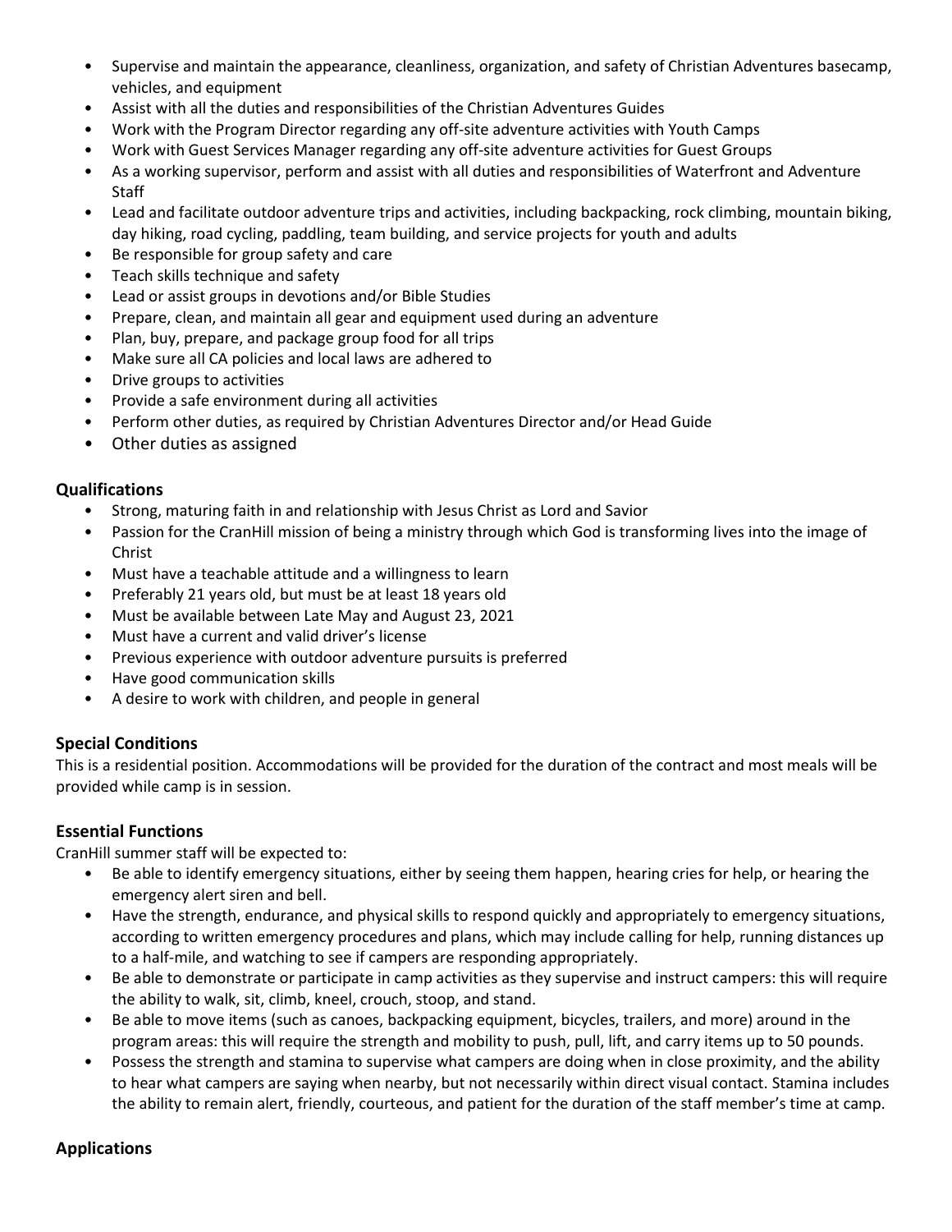- Supervise and maintain the appearance, cleanliness, organization, and safety of Christian Adventures basecamp, vehicles, and equipment
- Assist with all the duties and responsibilities of the Christian Adventures Guides
- Work with the Program Director regarding any off-site adventure activities with Youth Camps
- Work with Guest Services Manager regarding any off-site adventure activities for Guest Groups
- As a working supervisor, perform and assist with all duties and responsibilities of Waterfront and Adventure Staff
- Lead and facilitate outdoor adventure trips and activities, including backpacking, rock climbing, mountain biking, day hiking, road cycling, paddling, team building, and service projects for youth and adults
- Be responsible for group safety and care
- Teach skills technique and safety
- Lead or assist groups in devotions and/or Bible Studies
- Prepare, clean, and maintain all gear and equipment used during an adventure
- Plan, buy, prepare, and package group food for all trips
- Make sure all CA policies and local laws are adhered to
- Drive groups to activities
- Provide a safe environment during all activities
- Perform other duties, as required by Christian Adventures Director and/or Head Guide
- Other duties as assigned

### Qualifications

- Strong, maturing faith in and relationship with Jesus Christ as Lord and Savior
- Passion for the CranHill mission of being a ministry through which God is transforming lives into the image of Christ
- Must have a teachable attitude and a willingness to learn
- Preferably 21 years old, but must be at least 18 years old
- Must be available between Late May and August 23, 2021
- Must have a current and valid driver's license
- Previous experience with outdoor adventure pursuits is preferred
- Have good communication skills
- A desire to work with children, and people in general

### Special Conditions

This is a residential position. Accommodations will be provided for the duration of the contract and most meals will be provided while camp is in session.

### Essential Functions

CranHill summer staff will be expected to:

- Be able to identify emergency situations, either by seeing them happen, hearing cries for help, or hearing the emergency alert siren and bell.
- Have the strength, endurance, and physical skills to respond quickly and appropriately to emergency situations, according to written emergency procedures and plans, which may include calling for help, running distances up to a half-mile, and watching to see if campers are responding appropriately.
- Be able to demonstrate or participate in camp activities as they supervise and instruct campers: this will require the ability to walk, sit, climb, kneel, crouch, stoop, and stand.
- Be able to move items (such as canoes, backpacking equipment, bicycles, trailers, and more) around in the program areas: this will require the strength and mobility to push, pull, lift, and carry items up to 50 pounds.
- Possess the strength and stamina to supervise what campers are doing when in close proximity, and the ability to hear what campers are saying when nearby, but not necessarily within direct visual contact. Stamina includes the ability to remain alert, friendly, courteous, and patient for the duration of the staff member's time at camp.

### Applications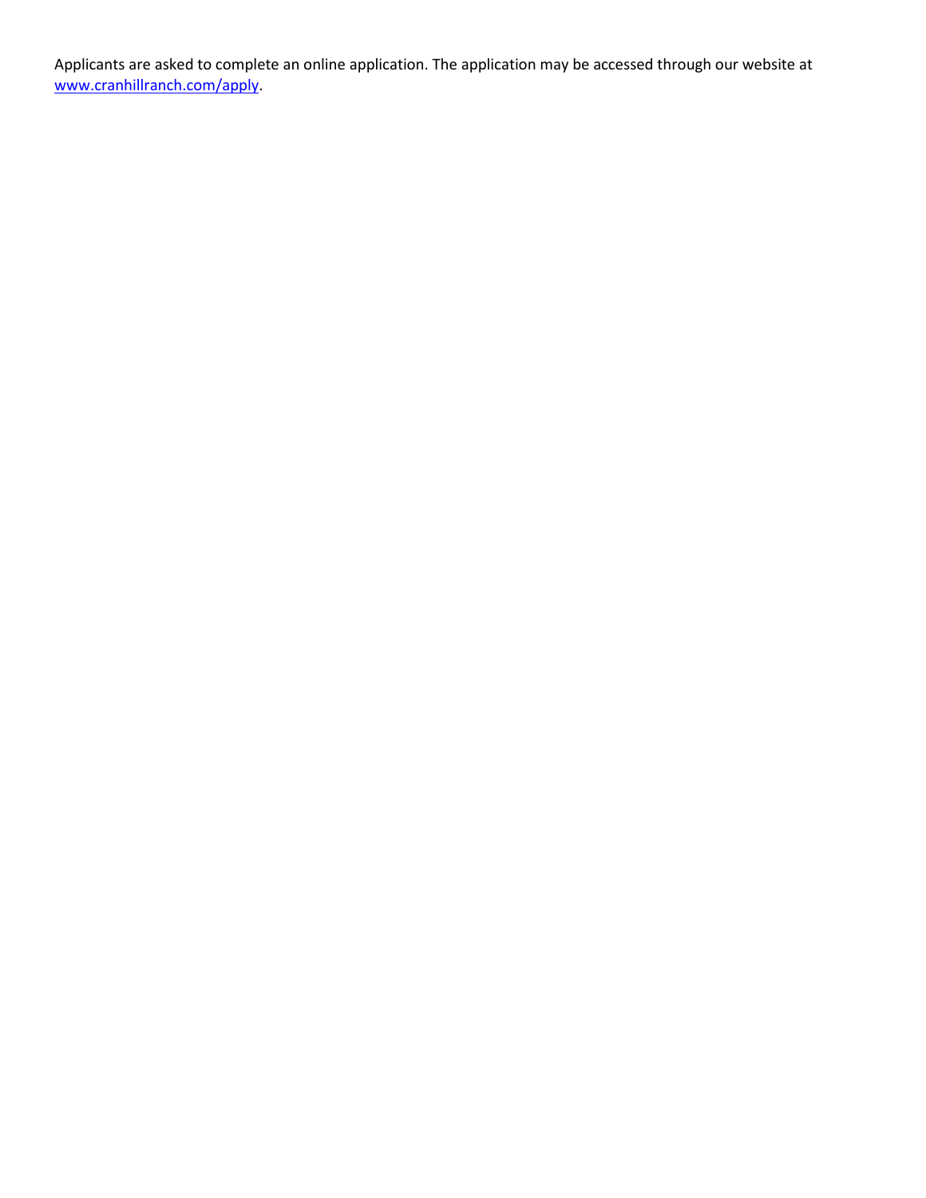Applicants are asked to complete an online application. The application may be accessed through our website at [www.cranhillranch.com/apply](http://www.cranhillranch.com/apply).